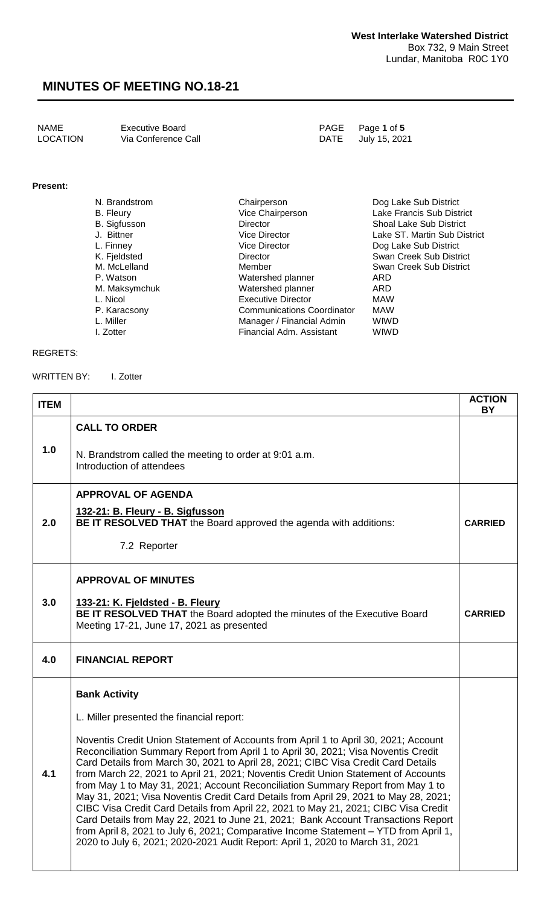**West Interlake Watershed District**
Box 732, 9 Main Street
Lundar, Manitoba R0C 1Y0

# MINUTES OF MEETING NO.18-21

| | | | |
|---|---|---|---|
| NAME | Executive Board | PAGE | Page **1** of **5** |
| LOCATION | Via Conference Call | DATE | July 15, 2021 |

**Present:**

| | | |
|---|---|---|
| N. Brandstrom | Chairperson | Dog Lake Sub District |
| B. Fleury | Vice Chairperson | Lake Francis Sub District |
| B. Sigfusson | Director | Shoal Lake Sub District |
| J. Bittner | Vice Director | Lake ST. Martin Sub District |
| L. Finney | Vice Director | Dog Lake Sub District |
| K. Fjeldsted | Director | Swan Creek Sub District |
| M. McLelland | Member | Swan Creek Sub District |
| P. Watson | Watershed planner | ARD |
| M. Maksymchuk | Watershed planner | ARD |
| L. Nicol | Executive Director | MAW |
| P. Karacsony | Communications Coordinator | MAW |
| L. Miller | Manager / Financial Admin | WIWD |
| I. Zotter | Financial Adm. Assistant | WIWD |

REGRETS:

WRITTEN BY: I. Zotter

| ITEM | | ACTION BY |
|---|---|---|
| 1.0 | **CALL TO ORDER**<br><br>N. Brandstrom called the meeting to order at 9:01 a.m.<br>Introduction of attendees | |
| 2.0 | **APPROVAL OF AGENDA**<br><br>**132-21: B. Fleury - B. Sigfusson**<br>**BE IT RESOLVED THAT** the Board approved the agenda with additions:<br><br>7.2 Reporter | **CARRIED** |
| 3.0 | **APPROVAL OF MINUTES**<br><br>**133-21: K. Fjeldsted - B. Fleury**<br>**BE IT RESOLVED THAT** the Board adopted the minutes of the Executive Board Meeting 17-21, June 17, 2021 as presented | **CARRIED** |
| 4.0 | **FINANCIAL REPORT** | |
| 4.1 | **Bank Activity**<br><br>L. Miller presented the financial report:<br><br>Noventis Credit Union Statement of Accounts from April 1 to April 30, 2021; Account Reconciliation Summary Report from April 1 to April 30, 2021; Visa Noventis Credit Card Details from March 30, 2021 to April 28, 2021; CIBC Visa Credit Card Details from March 22, 2021 to April 21, 2021; Noventis Credit Union Statement of Accounts from May 1 to May 31, 2021; Account Reconciliation Summary Report from May 1 to May 31, 2021; Visa Noventis Credit Card Details from April 29, 2021 to May 28, 2021; CIBC Visa Credit Card Details from April 22, 2021 to May 21, 2021; CIBC Visa Credit Card Details from May 22, 2021 to June 21, 2021; Bank Account Transactions Report from April 8, 2021 to July 6, 2021; Comparative Income Statement – YTD from April 1, 2020 to July 6, 2021; 2020-2021 Audit Report: April 1, 2020 to March 31, 2021 | |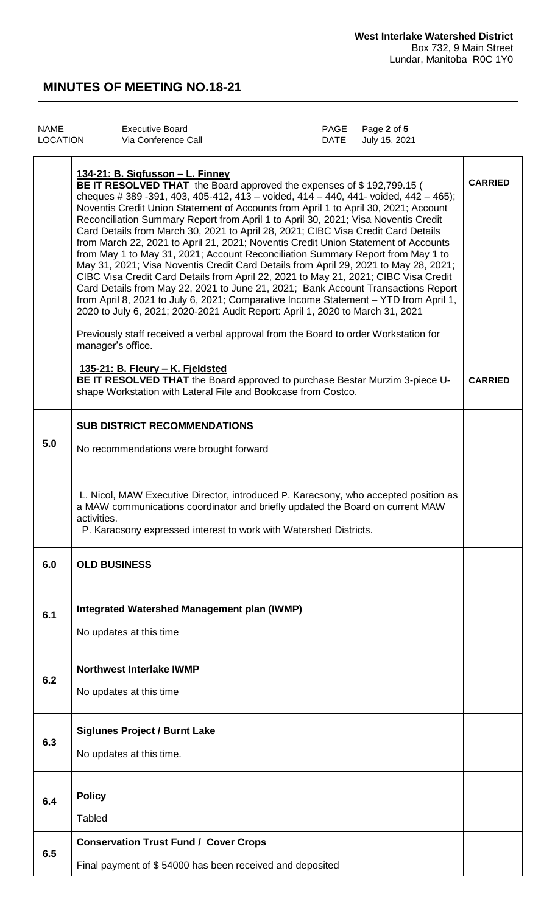**West Interlake Watershed District**
Box 732, 9 Main Street
Lundar, Manitoba R0C 1Y0

# MINUTES OF MEETING NO.18-21

| NAME | Executive Board | PAGE | Page **2** of **5** |
|---|---|---|---|
| LOCATION | Via Conference Call | DATE | July 15, 2021 |

| | | |
|---|---|---|
| | **134-21: B. Sigfusson – L. Finney**<br>**BE IT RESOLVED THAT** the Board approved the expenses of $ 192,799.15 ( cheques # 389 -391, 403, 405-412, 413 – voided, 414 – 440, 441- voided, 442 – 465); Noventis Credit Union Statement of Accounts from April 1 to April 30, 2021; Account Reconciliation Summary Report from April 1 to April 30, 2021; Visa Noventis Credit Card Details from March 30, 2021 to April 28, 2021; CIBC Visa Credit Card Details from March 22, 2021 to April 21, 2021; Noventis Credit Union Statement of Accounts from May 1 to May 31, 2021; Account Reconciliation Summary Report from May 1 to May 31, 2021; Visa Noventis Credit Card Details from April 29, 2021 to May 28, 2021; CIBC Visa Credit Card Details from April 22, 2021 to May 21, 2021; CIBC Visa Credit Card Details from May 22, 2021 to June 21, 2021; Bank Account Transactions Report from April 8, 2021 to July 6, 2021; Comparative Income Statement – YTD from April 1, 2020 to July 6, 2021; 2020-2021 Audit Report: April 1, 2020 to March 31, 2021<br><br>Previously staff received a verbal approval from the Board to order Workstation for manager's office.<br><br>**135-21: B. Fleury – K. Fjeldsted**<br>**BE IT RESOLVED THAT** the Board approved to purchase Bestar Murzim 3-piece U-shape Workstation with Lateral File and Bookcase from Costco. | **CARRIED**<br><br>**CARRIED** |
| **5.0** | **SUB DISTRICT RECOMMENDATIONS**<br><br>No recommendations were brought forward | |
| | L. Nicol, MAW Executive Director, introduced P. Karacsony, who accepted position as a MAW communications coordinator and briefly updated the Board on current MAW activities.<br>P. Karacsony expressed interest to work with Watershed Districts. | |
| **6.0** | **OLD BUSINESS** | |
| **6.1** | **Integrated Watershed Management plan (IWMP)**<br><br>No updates at this time | |
| **6.2** | **Northwest Interlake IWMP**<br><br>No updates at this time | |
| **6.3** | **Siglunes Project / Burnt Lake**<br><br>No updates at this time. | |
| **6.4** | **Policy**<br><br>Tabled | |
| **6.5** | **Conservation Trust Fund / Cover Crops**<br><br>Final payment of $ 54000 has been received and deposited | |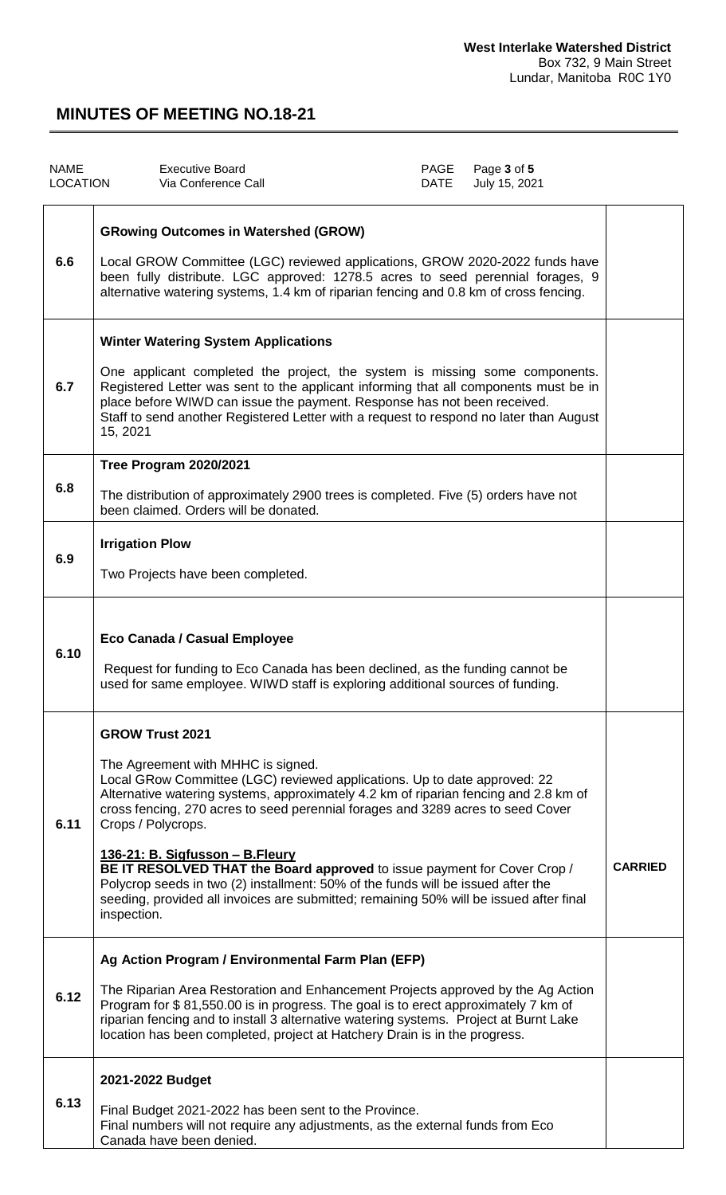**West Interlake Watershed District**
Box 732, 9 Main Street
Lundar, Manitoba R0C 1Y0

# MINUTES OF MEETING NO.18-21

| NAME | Executive Board | PAGE | Page **3** of **5** |
|---|---|---|---|
| LOCATION | Via Conference Call | DATE | July 15, 2021 |

| | | |
|---|---|---|
| **6.6** | **GRowing Outcomes in Watershed (GROW)**<br><br>Local GROW Committee (LGC) reviewed applications, GROW 2020-2022 funds have been fully distribute. LGC approved: 1278.5 acres to seed perennial forages, 9 alternative watering systems, 1.4 km of riparian fencing and 0.8 km of cross fencing. | |
| **6.7** | **Winter Watering System Applications**<br><br>One applicant completed the project, the system is missing some components. Registered Letter was sent to the applicant informing that all components must be in place before WIWD can issue the payment. Response has not been received.<br>Staff to send another Registered Letter with a request to respond no later than August 15, 2021 | |
| **6.8** | **Tree Program 2020/2021**<br><br>The distribution of approximately 2900 trees is completed. Five (5) orders have not been claimed. Orders will be donated. | |
| **6.9** | **Irrigation Plow**<br><br>Two Projects have been completed. | |
| **6.10** | **Eco Canada / Casual Employee**<br><br>Request for funding to Eco Canada has been declined, as the funding cannot be used for same employee. WIWD staff is exploring additional sources of funding. | |
| **6.11** | **GROW Trust 2021**<br><br>The Agreement with MHHC is signed.<br>Local GRow Committee (LGC) reviewed applications. Up to date approved: 22 Alternative watering systems, approximately 4.2 km of riparian fencing and 2.8 km of cross fencing, 270 acres to seed perennial forages and 3289 acres to seed Cover Crops / Polycrops.<br><br>**<u>136-21: B. Sigfusson – B.Fleury</u>**<br>**BE IT RESOLVED THAT the Board approved** to issue payment for Cover Crop / Polycrop seeds in two (2) installment: 50% of the funds will be issued after the seeding, provided all invoices are submitted; remaining 50% will be issued after final inspection. | **CARRIED** |
| **6.12** | **Ag Action Program / Environmental Farm Plan (EFP)**<br><br>The Riparian Area Restoration and Enhancement Projects approved by the Ag Action Program for $ 81,550.00 is in progress. The goal is to erect approximately 7 km of riparian fencing and to install 3 alternative watering systems. Project at Burnt Lake location has been completed, project at Hatchery Drain is in the progress. | |
| **6.13** | **2021-2022 Budget**<br><br>Final Budget 2021-2022 has been sent to the Province.<br>Final numbers will not require any adjustments, as the external funds from Eco Canada have been denied. | |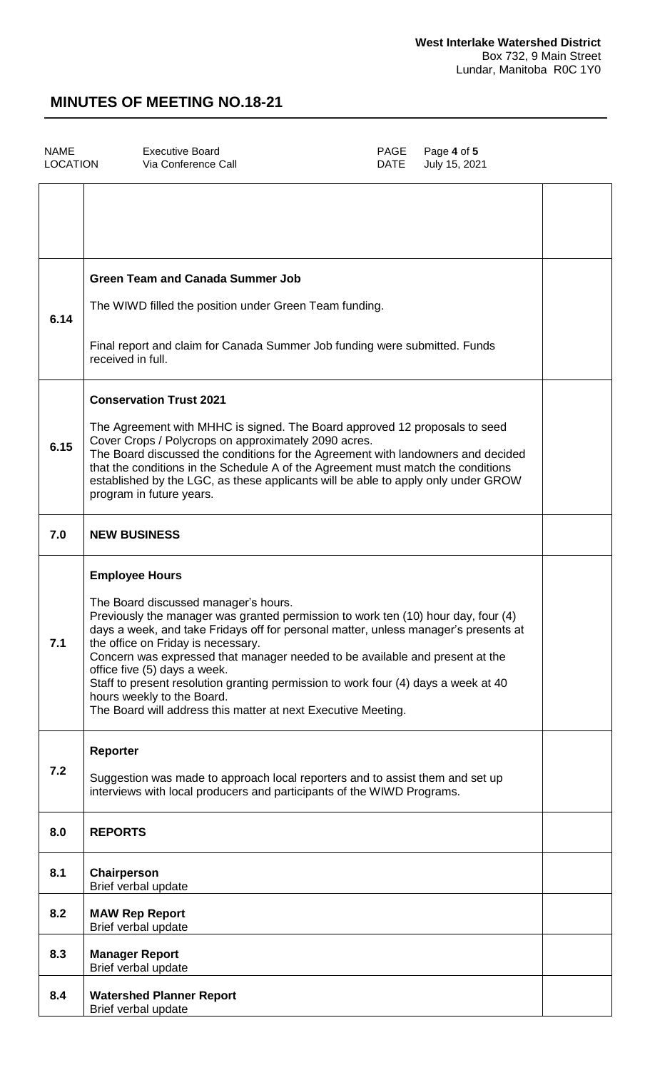**West Interlake Watershed District**
Box 732, 9 Main Street
Lundar, Manitoba R0C 1Y0

# MINUTES OF MEETING NO.18-21

| | | | |
|---|---|---|---|
| NAME | Executive Board | PAGE | Page **4** of **5** |
| LOCATION | Via Conference Call | DATE | July 15, 2021 |

| | | |
|---|---|---|
| | | |
| 6.14 | **Green Team and Canada Summer Job**<br><br>The WIWD filled the position under Green Team funding.<br><br>Final report and claim for Canada Summer Job funding were submitted. Funds received in full. | |
| 6.15 | **Conservation Trust 2021**<br><br>The Agreement with MHHC is signed. The Board approved 12 proposals to seed Cover Crops / Polycrops on approximately 2090 acres.<br>The Board discussed the conditions for the Agreement with landowners and decided that the conditions in the Schedule A of the Agreement must match the conditions established by the LGC, as these applicants will be able to apply only under GROW program in future years. | |
| 7.0 | **NEW BUSINESS** | |
| 7.1 | **Employee Hours**<br><br>The Board discussed manager's hours.<br>Previously the manager was granted permission to work ten (10) hour day, four (4) days a week, and take Fridays off for personal matter, unless manager's presents at the office on Friday is necessary.<br>Concern was expressed that manager needed to be available and present at the office five (5) days a week.<br>Staff to present resolution granting permission to work four (4) days a week at 40 hours weekly to the Board.<br>The Board will address this matter at next Executive Meeting. | |
| 7.2 | **Reporter**<br><br>Suggestion was made to approach local reporters and to assist them and set up interviews with local producers and participants of the WIWD Programs. | |
| 8.0 | **REPORTS** | |
| 8.1 | **Chairperson**<br>Brief verbal update | |
| 8.2 | **MAW Rep Report**<br>Brief verbal update | |
| 8.3 | **Manager Report**<br>Brief verbal update | |
| 8.4 | **Watershed Planner Report**<br>Brief verbal update | |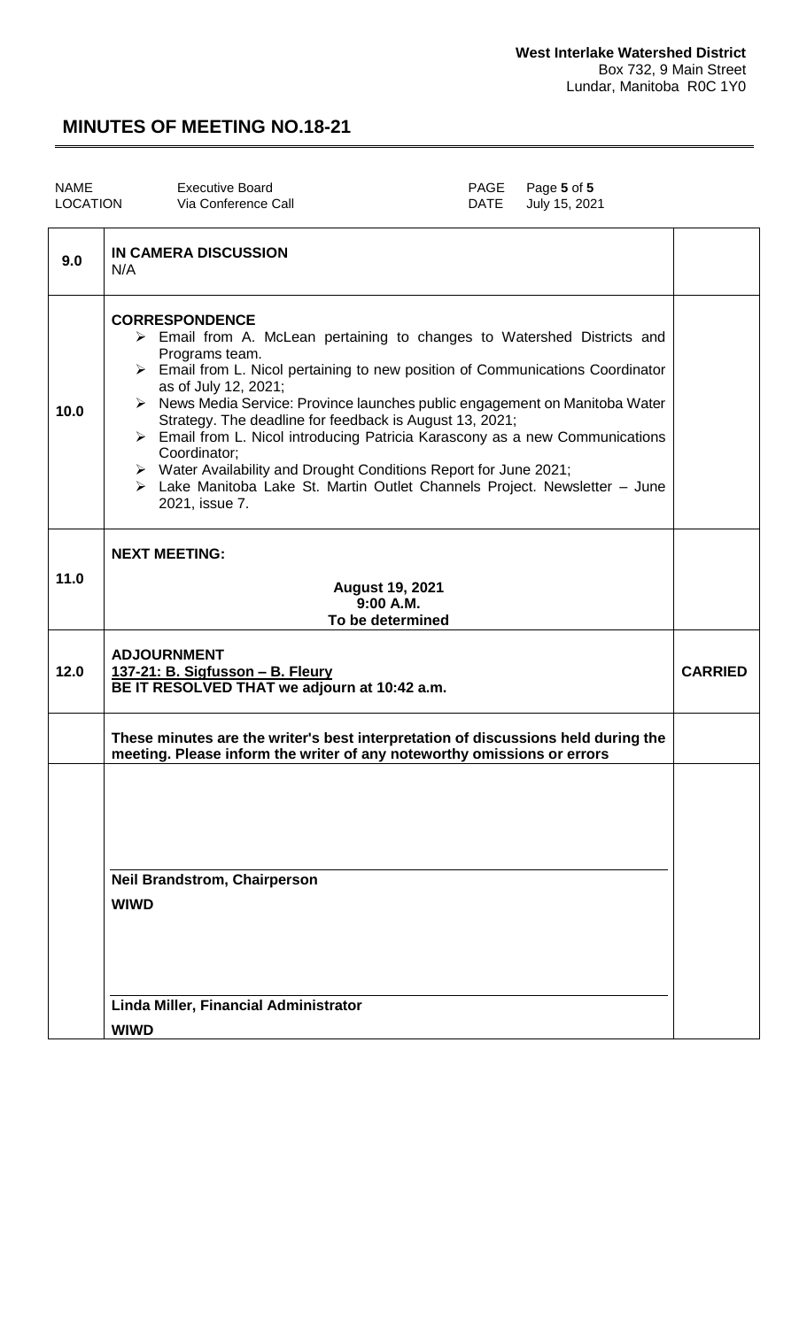**West Interlake Watershed District**
Box 732, 9 Main Street
Lundar, Manitoba R0C 1Y0

# MINUTES OF MEETING NO.18-21

| | | | |
|---|---|---|---|
| NAME | Executive Board | PAGE | Page **5** of **5** |
| LOCATION | Via Conference Call | DATE | July 15, 2021 |

| | | |
|---|---|---|
| **9.0** | **IN CAMERA DISCUSSION**<br>N/A | |
| **10.0** | **CORRESPONDENCE**<br>➢ Email from A. McLean pertaining to changes to Watershed Districts and Programs team.<br>➢ Email from L. Nicol pertaining to new position of Communications Coordinator as of July 12, 2021;<br>➢ News Media Service: Province launches public engagement on Manitoba Water Strategy. The deadline for feedback is August 13, 2021;<br>➢ Email from L. Nicol introducing Patricia Karascony as a new Communications Coordinator;<br>➢ Water Availability and Drought Conditions Report for June 2021;<br>➢ Lake Manitoba Lake St. Martin Outlet Channels Project. Newsletter – June 2021, issue 7. | |
| **11.0** | **NEXT MEETING:**<br>**August 19, 2021**<br>**9:00 A.M.**<br>**To be determined** | |
| **12.0** | **ADJOURNMENT**<br>**137-21: B. Sigfusson – B. Fleury**<br>**BE IT RESOLVED THAT we adjourn at 10:42 a.m.** | **CARRIED** |
| | **These minutes are the writer's best interpretation of discussions held during the meeting. Please inform the writer of any noteworthy omissions or errors** | |
| | **Neil Brandstrom, Chairperson**<br>**WIWD**<br><br>**Linda Miller, Financial Administrator**<br>**WIWD** | |